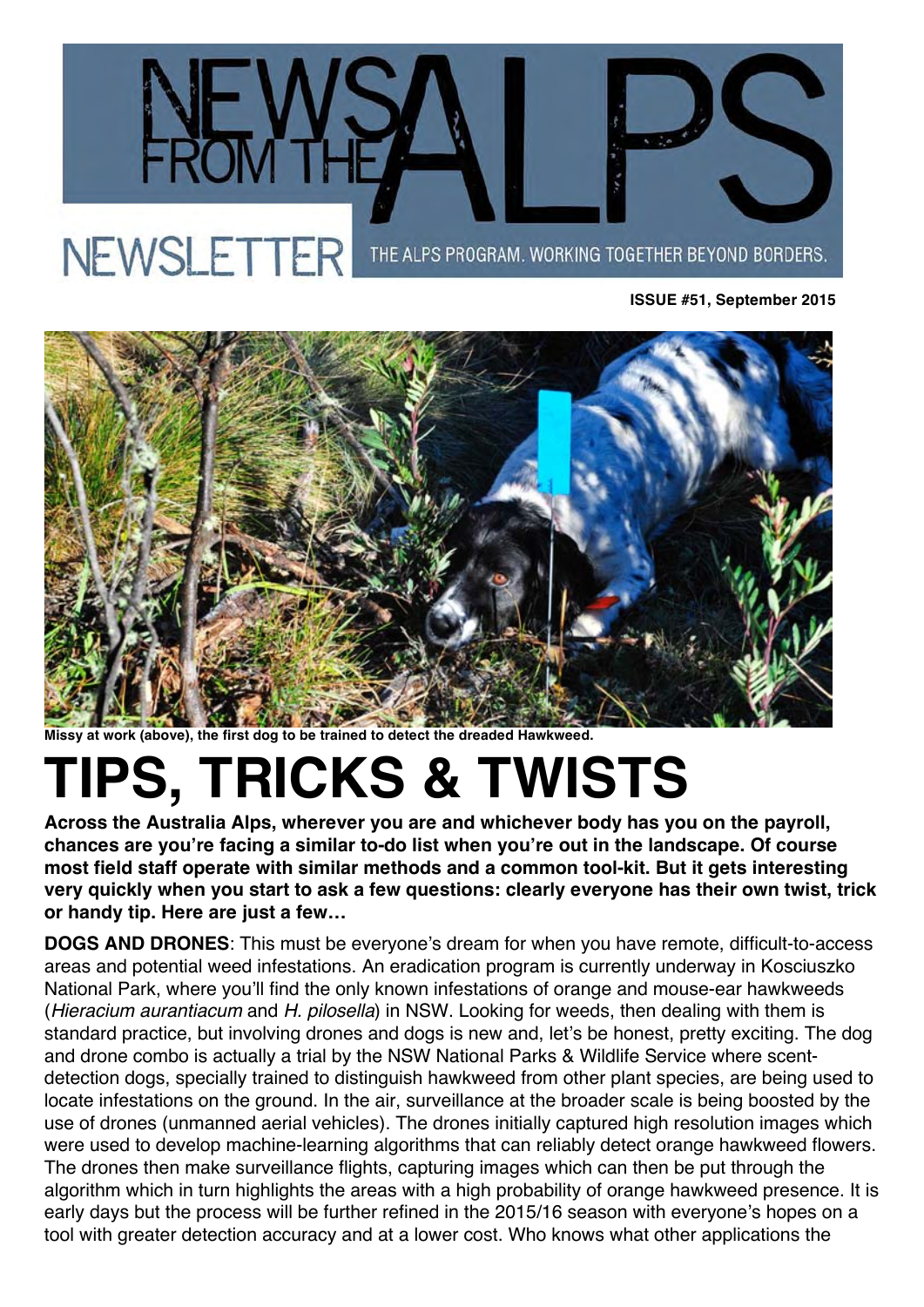# NEWS FROM THE ALPS

NEWSLETTER

THE ALPS PROGRAM. WORKING TOGETHER BEYOND BORDERS.

**ISSUE #51, September 2015**

**Missy at work (above), the first dog to be trained to detect the dreaded Hawkweed.**

# TIPS, TRICKS & TWISTS

**Across the Australia Alps, wherever you are and whichever body has you on the payroll, chances are you're facing a similar to-do list when you're out in the landscape. Of course most field staff operate with similar methods and a common tool-kit. But it gets interesting very quickly when you start to ask a few questions: clearly everyone has their own twist, trick or handy tip. Here are just a few…**

**DOGS AND DRONES**: This must be everyone's dream for when you have remote, difficult-to-access areas and potential weed infestations. An eradication program is currently underway in Kosciuszko National Park, where you'll find the only known infestations of orange and mouse-ear hawkweeds (*Hieracium aurantiacum* and *H. pilosella*) in NSW. Looking for weeds, then dealing with them is standard practice, but involving drones and dogs is new and, let's be honest, pretty exciting. The dog and drone combo is actually a trial by the NSW National Parks & Wildlife Service where scent-detection dogs, specially trained to distinguish hawkweed from other plant species, are being used to locate infestations on the ground. In the air, surveillance at the broader scale is being boosted by the use of drones (unmanned aerial vehicles). The drones initially captured high resolution images which were used to develop machine-learning algorithms that can reliably detect orange hawkweed flowers. The drones then make surveillance flights, capturing images which can then be put through the algorithm which in turn highlights the areas with a high probability of orange hawkweed presence. It is early days but the process will be further refined in the 2015/16 season with everyone's hopes on a tool with greater detection accuracy and at a lower cost. Who knows what other applications the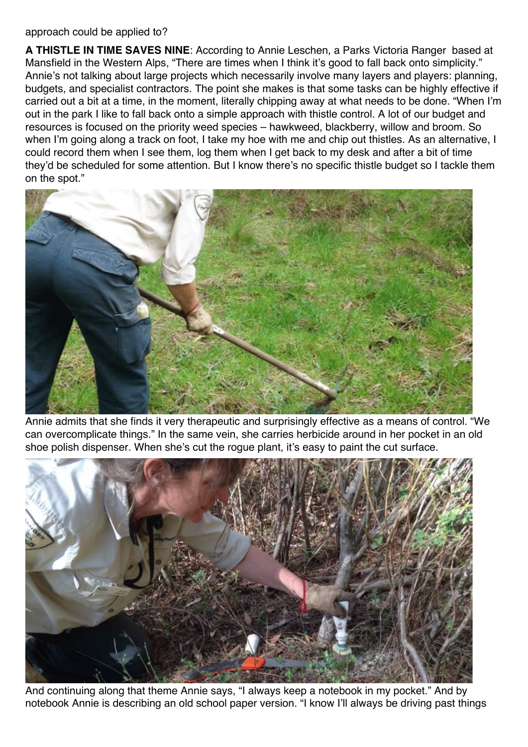approach could be applied to?

**A THISTLE IN TIME SAVES NINE**: According to Annie Leschen, a Parks Victoria Ranger based at Mansfield in the Western Alps, "There are times when I think it's good to fall back onto simplicity." Annie's not talking about large projects which necessarily involve many layers and players: planning, budgets, and specialist contractors. The point she makes is that some tasks can be highly effective if carried out a bit at a time, in the moment, literally chipping away at what needs to be done. "When I'm out in the park I like to fall back onto a simple approach with thistle control. A lot of our budget and resources is focused on the priority weed species – hawkweed, blackberry, willow and broom. So when I'm going along a track on foot, I take my hoe with me and chip out thistles. As an alternative, I could record them when I see them, log them when I get back to my desk and after a bit of time they'd be scheduled for some attention. But I know there's no specific thistle budget so I tackle them on the spot."

Annie admits that she finds it very therapeutic and surprisingly effective as a means of control. "We can overcomplicate things." In the same vein, she carries herbicide around in her pocket in an old shoe polish dispenser. When she's cut the rogue plant, it's easy to paint the cut surface.

And continuing along that theme Annie says, "I always keep a notebook in my pocket." And by notebook Annie is describing an old school paper version. "I know I'll always be driving past things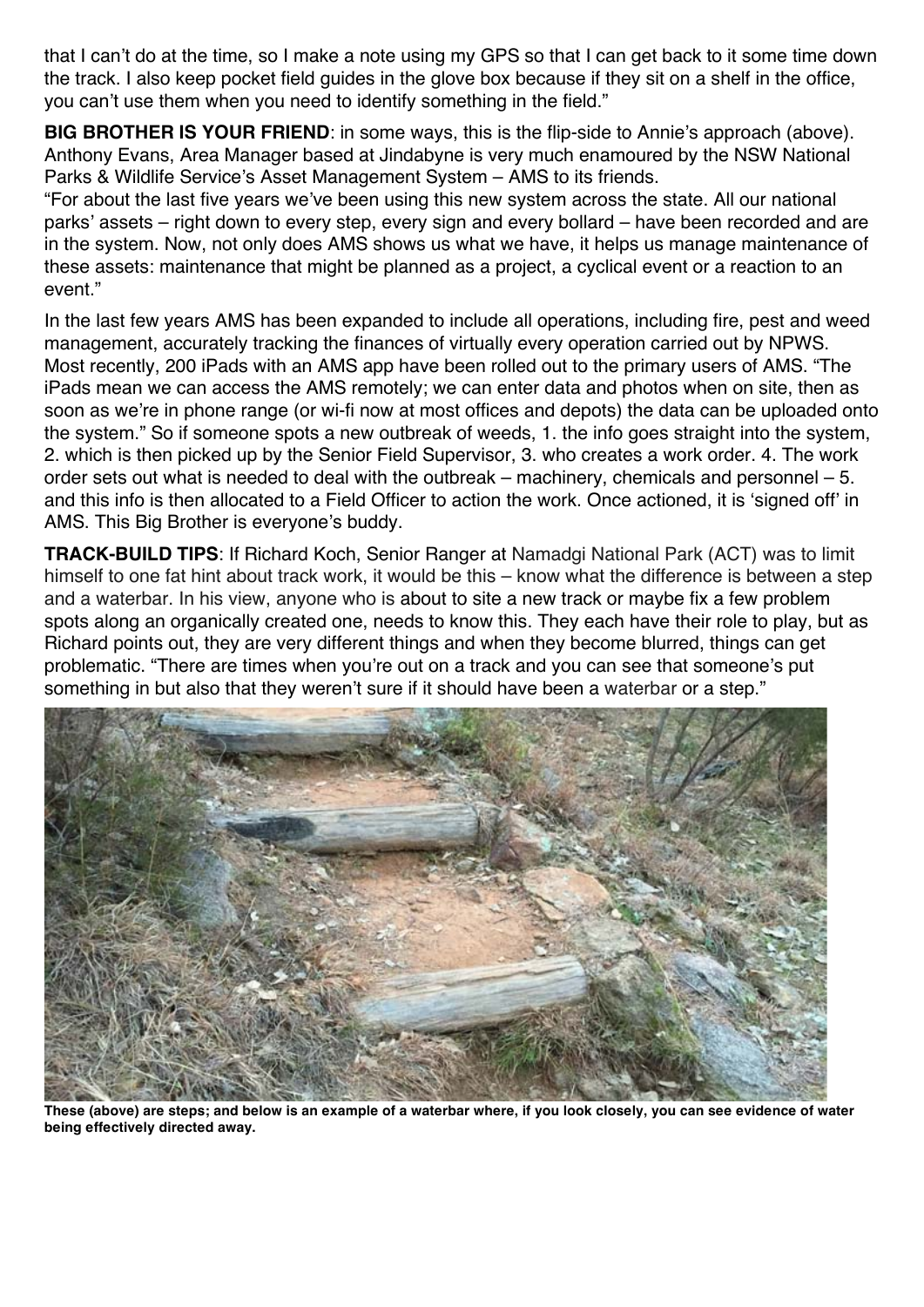that I can't do at the time, so I make a note using my GPS so that I can get back to it some time down the track. I also keep pocket field guides in the glove box because if they sit on a shelf in the office, you can't use them when you need to identify something in the field."

**BIG BROTHER IS YOUR FRIEND**: in some ways, this is the flip-side to Annie's approach (above). Anthony Evans, Area Manager based at Jindabyne is very much enamoured by the NSW National Parks & Wildlife Service's Asset Management System – AMS to its friends.

"For about the last five years we've been using this new system across the state. All our national parks' assets – right down to every step, every sign and every bollard – have been recorded and are in the system. Now, not only does AMS shows us what we have, it helps us manage maintenance of these assets: maintenance that might be planned as a project, a cyclical event or a reaction to an event."

In the last few years AMS has been expanded to include all operations, including fire, pest and weed management, accurately tracking the finances of virtually every operation carried out by NPWS. Most recently, 200 iPads with an AMS app have been rolled out to the primary users of AMS. "The iPads mean we can access the AMS remotely; we can enter data and photos when on site, then as soon as we're in phone range (or wi-fi now at most offices and depots) the data can be uploaded onto the system." So if someone spots a new outbreak of weeds, 1. the info goes straight into the system, 2. which is then picked up by the Senior Field Supervisor, 3. who creates a work order. 4. The work order sets out what is needed to deal with the outbreak – machinery, chemicals and personnel – 5. and this info is then allocated to a Field Officer to action the work. Once actioned, it is 'signed off' in AMS. This Big Brother is everyone's buddy.

**TRACK-BUILD TIPS**: If Richard Koch, Senior Ranger at Namadgi National Park (ACT) was to limit himself to one fat hint about track work, it would be this – know what the difference is between a step and a waterbar. In his view, anyone who is about to site a new track or maybe fix a few problem spots along an organically created one, needs to know this. They each have their role to play, but as Richard points out, they are very different things and when they become blurred, things can get problematic. "There are times when you're out on a track and you can see that someone's put something in but also that they weren't sure if it should have been a waterbar or a step."

**These (above) are steps; and below is an example of a waterbar where, if you look closely, you can see evidence of water being effectively directed away.**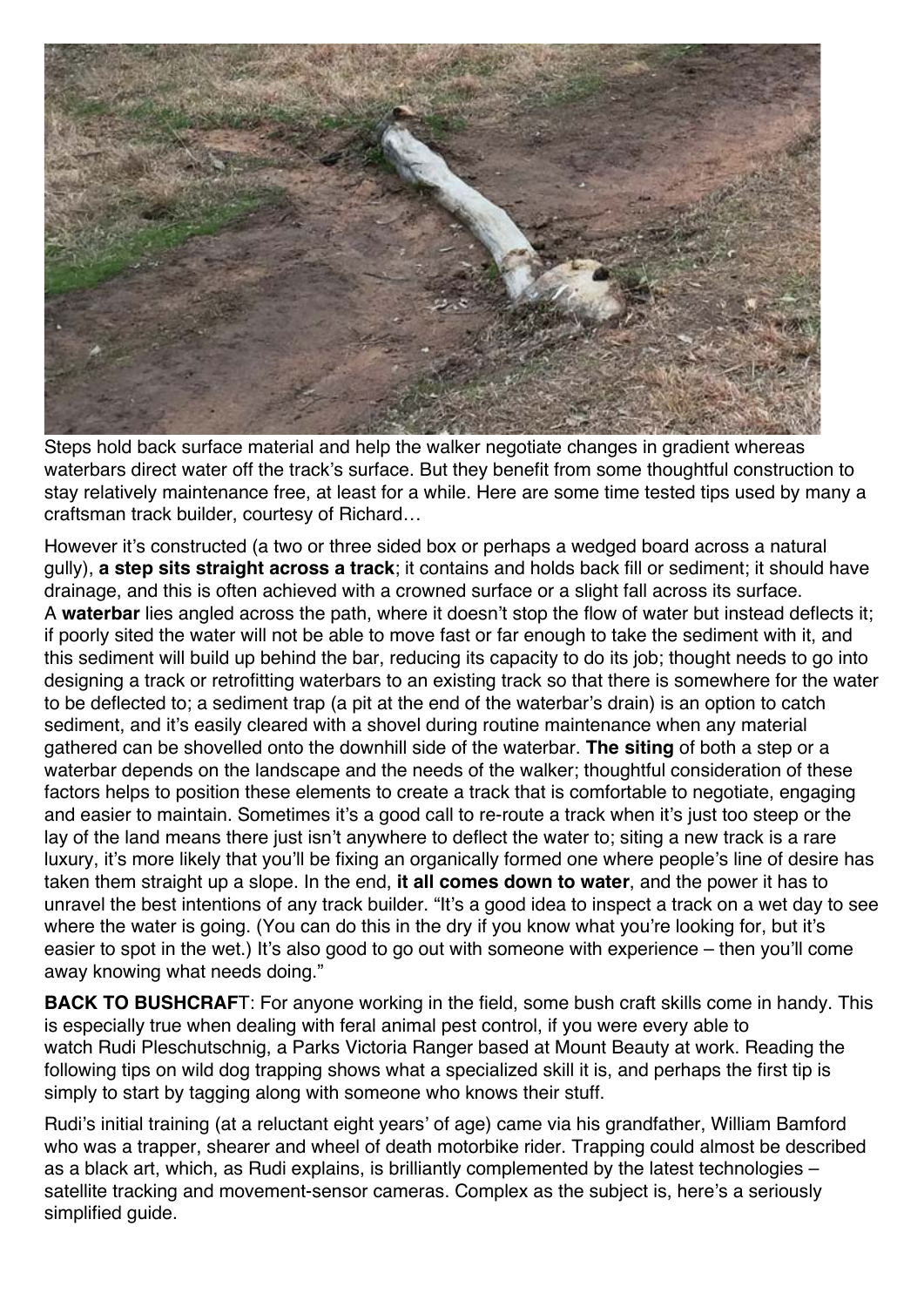Steps hold back surface material and help the walker negotiate changes in gradient whereas waterbars direct water off the track's surface. But they benefit from some thoughtful construction to stay relatively maintenance free, at least for a while. Here are some time tested tips used by many a craftsman track builder, courtesy of Richard…

However it's constructed (a two or three sided box or perhaps a wedged board across a natural gully), **a step sits straight across a track**; it contains and holds back fill or sediment; it should have drainage, and this is often achieved with a crowned surface or a slight fall across its surface. A **waterbar** lies angled across the path, where it doesn't stop the flow of water but instead deflects it; if poorly sited the water will not be able to move fast or far enough to take the sediment with it, and this sediment will build up behind the bar, reducing its capacity to do its job; thought needs to go into designing a track or retrofitting waterbars to an existing track so that there is somewhere for the water to be deflected to; a sediment trap (a pit at the end of the waterbar's drain) is an option to catch sediment, and it's easily cleared with a shovel during routine maintenance when any material gathered can be shovelled onto the downhill side of the waterbar. **The siting** of both a step or a waterbar depends on the landscape and the needs of the walker; thoughtful consideration of these factors helps to position these elements to create a track that is comfortable to negotiate, engaging and easier to maintain. Sometimes it's a good call to re-route a track when it's just too steep or the lay of the land means there just isn't anywhere to deflect the water to; siting a new track is a rare luxury, it's more likely that you'll be fixing an organically formed one where people's line of desire has taken them straight up a slope. In the end, **it all comes down to water**, and the power it has to unravel the best intentions of any track builder. "It's a good idea to inspect a track on a wet day to see where the water is going. (You can do this in the dry if you know what you're looking for, but it's easier to spot in the wet.) It's also good to go out with someone with experience – then you'll come away knowing what needs doing."

**BACK TO BUSHCRAF**T: For anyone working in the field, some bush craft skills come in handy. This is especially true when dealing with feral animal pest control, if you were every able to watch Rudi Pleschutschnig, a Parks Victoria Ranger based at Mount Beauty at work. Reading the following tips on wild dog trapping shows what a specialized skill it is, and perhaps the first tip is simply to start by tagging along with someone who knows their stuff.

Rudi's initial training (at a reluctant eight years' of age) came via his grandfather, William Bamford who was a trapper, shearer and wheel of death motorbike rider. Trapping could almost be described as a black art, which, as Rudi explains, is brilliantly complemented by the latest technologies – satellite tracking and movement-sensor cameras. Complex as the subject is, here's a seriously simplified guide.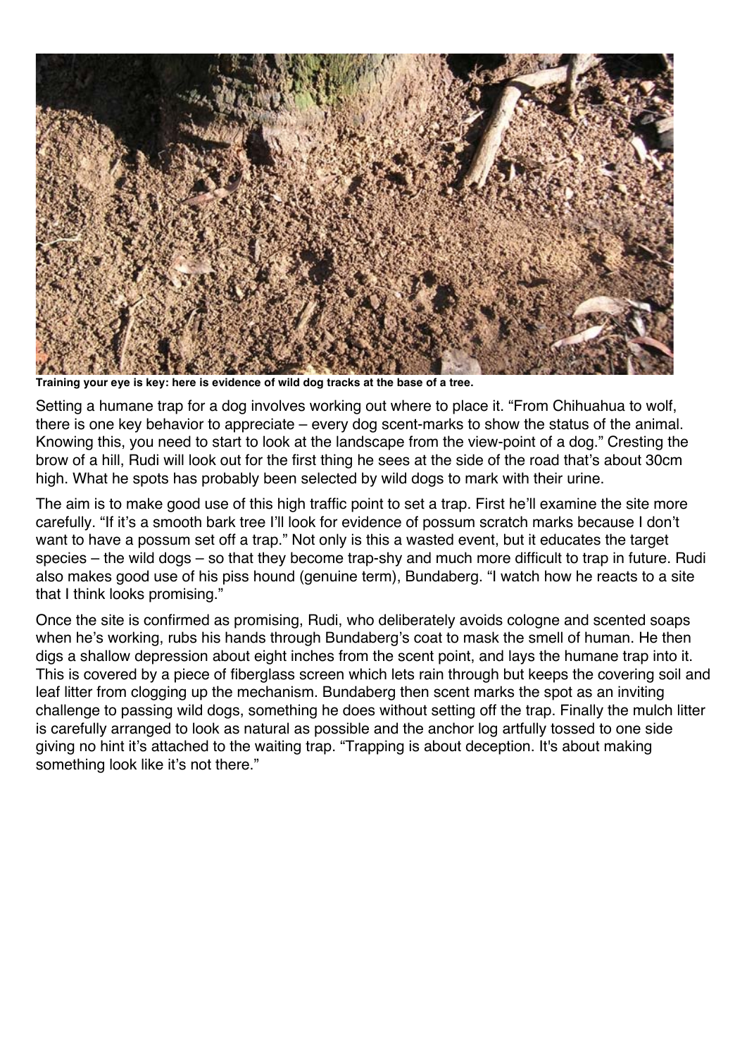**Training your eye is key: here is evidence of wild dog tracks at the base of a tree.**

Setting a humane trap for a dog involves working out where to place it. "From Chihuahua to wolf, there is one key behavior to appreciate – every dog scent-marks to show the status of the animal. Knowing this, you need to start to look at the landscape from the view-point of a dog." Cresting the brow of a hill, Rudi will look out for the first thing he sees at the side of the road that's about 30cm high. What he spots has probably been selected by wild dogs to mark with their urine.

The aim is to make good use of this high traffic point to set a trap. First he'll examine the site more carefully. "If it's a smooth bark tree I'll look for evidence of possum scratch marks because I don't want to have a possum set off a trap." Not only is this a wasted event, but it educates the target species – the wild dogs – so that they become trap-shy and much more difficult to trap in future. Rudi also makes good use of his piss hound (genuine term), Bundaberg. "I watch how he reacts to a site that I think looks promising."

Once the site is confirmed as promising, Rudi, who deliberately avoids cologne and scented soaps when he's working, rubs his hands through Bundaberg's coat to mask the smell of human. He then digs a shallow depression about eight inches from the scent point, and lays the humane trap into it. This is covered by a piece of fiberglass screen which lets rain through but keeps the covering soil and leaf litter from clogging up the mechanism. Bundaberg then scent marks the spot as an inviting challenge to passing wild dogs, something he does without setting off the trap. Finally the mulch litter is carefully arranged to look as natural as possible and the anchor log artfully tossed to one side giving no hint it's attached to the waiting trap. "Trapping is about deception. It's about making something look like it's not there."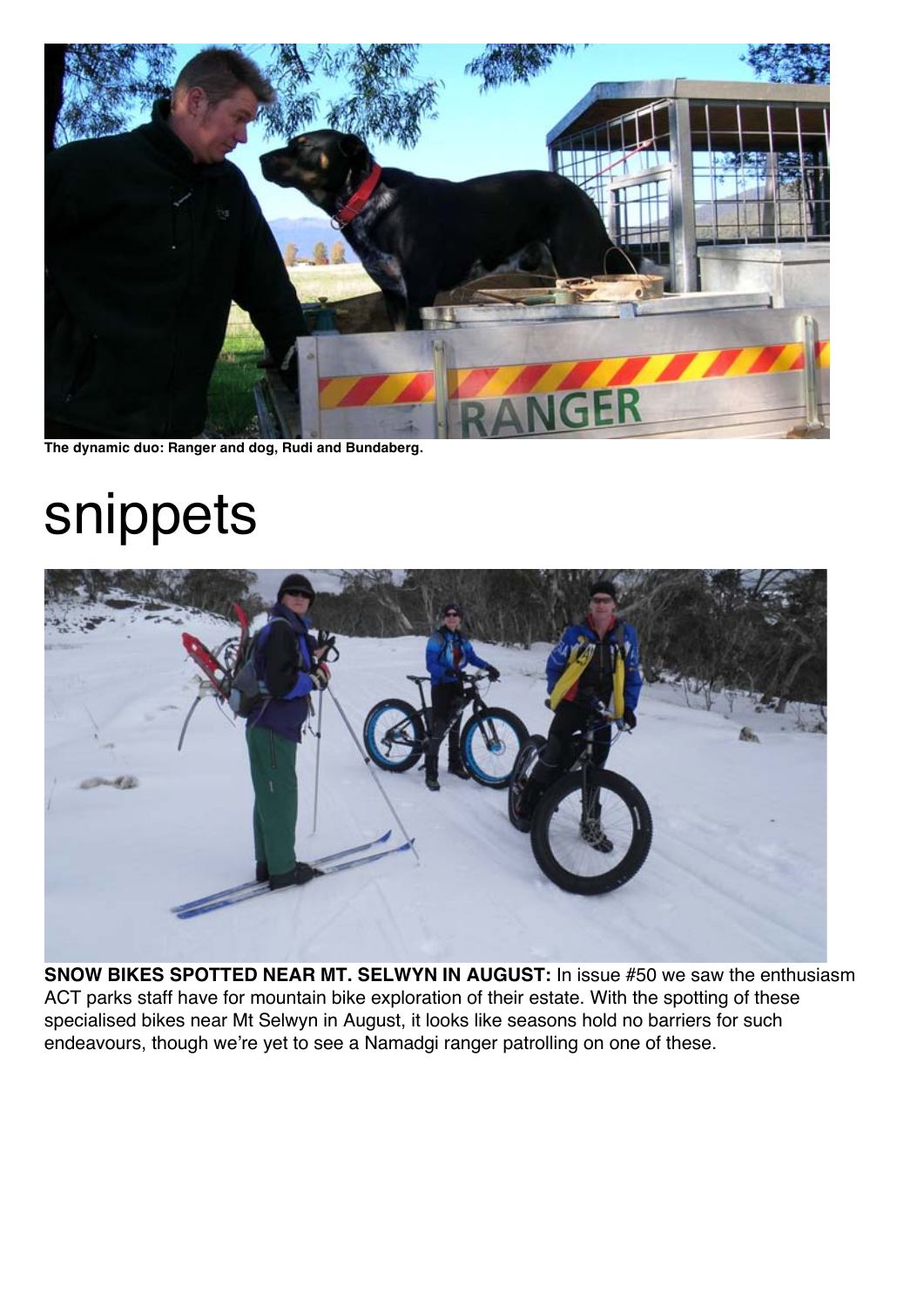The dynamic duo: Ranger and dog, Rudi and Bundaberg.

# snippets

**SNOW BIKES SPOTTED NEAR MT. SELWYN IN AUGUST:** In issue #50 we saw the enthusiasm ACT parks staff have for mountain bike exploration of their estate. With the spotting of these specialised bikes near Mt Selwyn in August, it looks like seasons hold no barriers for such endeavours, though we're yet to see a Namadgi ranger patrolling on one of these.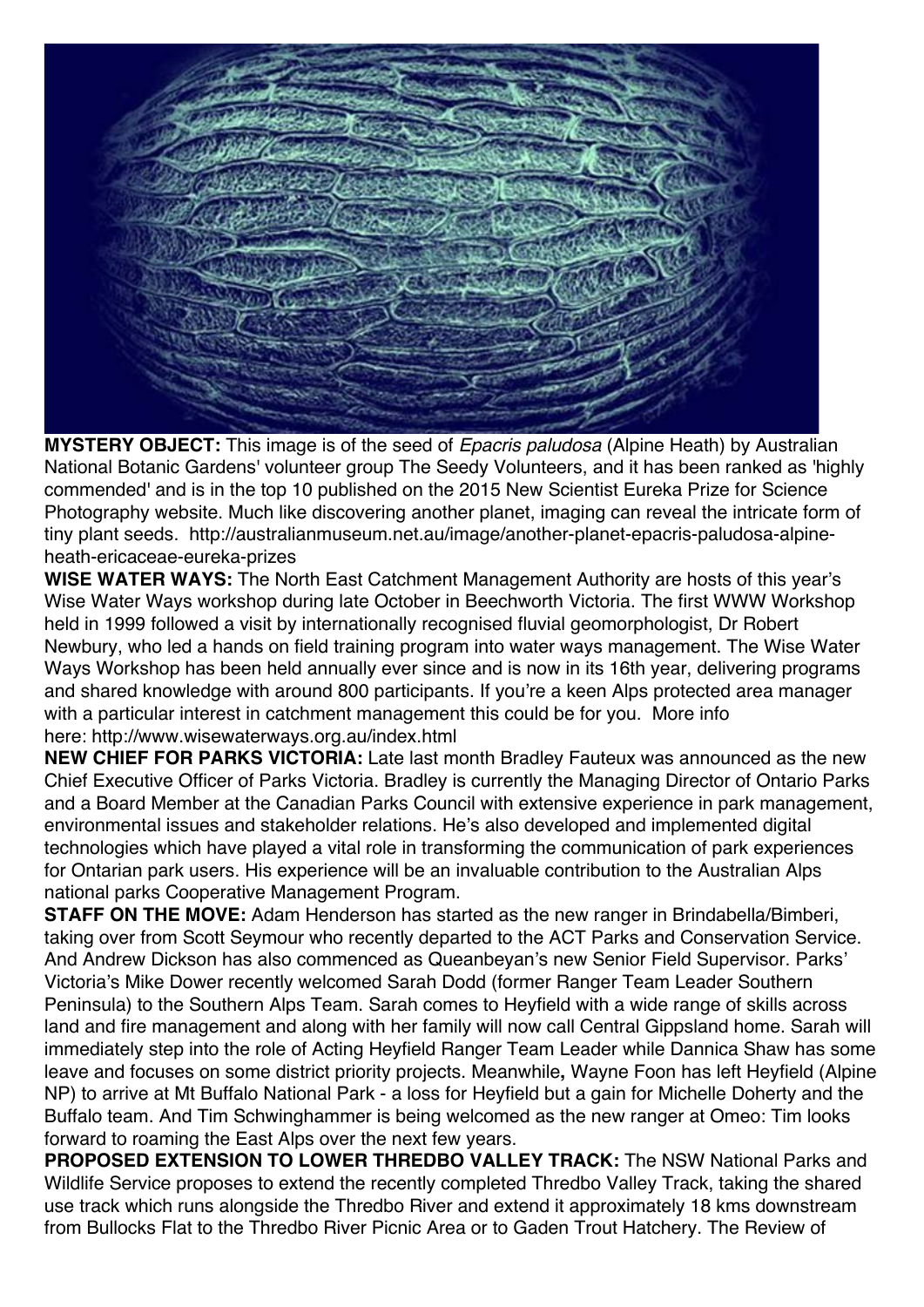**MYSTERY OBJECT:** This image is of the seed of *Epacris paludosa* (Alpine Heath) by Australian National Botanic Gardens' volunteer group The Seedy Volunteers, and it has been ranked as 'highly commended' and is in the top 10 published on the 2015 New Scientist Eureka Prize for Science Photography website. Much like discovering another planet, imaging can reveal the intricate form of tiny plant seeds. http://australianmuseum.net.au/image/another-planet-epacris-paludosa-alpine-heath-ericaceae-eureka-prizes

**WISE WATER WAYS:** The North East Catchment Management Authority are hosts of this year's Wise Water Ways workshop during late October in Beechworth Victoria. The first WWW Workshop held in 1999 followed a visit by internationally recognised fluvial geomorphologist, Dr Robert Newbury, who led a hands on field training program into water ways management. The Wise Water Ways Workshop has been held annually ever since and is now in its 16th year, delivering programs and shared knowledge with around 800 participants. If you're a keen Alps protected area manager with a particular interest in catchment management this could be for you. More info here: http://www.wisewaterways.org.au/index.html

**NEW CHIEF FOR PARKS VICTORIA:** Late last month Bradley Fauteux was announced as the new Chief Executive Officer of Parks Victoria. Bradley is currently the Managing Director of Ontario Parks and a Board Member at the Canadian Parks Council with extensive experience in park management, environmental issues and stakeholder relations. He's also developed and implemented digital technologies which have played a vital role in transforming the communication of park experiences for Ontarian park users. His experience will be an invaluable contribution to the Australian Alps national parks Cooperative Management Program.

**STAFF ON THE MOVE:** Adam Henderson has started as the new ranger in Brindabella/Bimberi, taking over from Scott Seymour who recently departed to the ACT Parks and Conservation Service. And Andrew Dickson has also commenced as Queanbeyan's new Senior Field Supervisor. Parks' Victoria's Mike Dower recently welcomed Sarah Dodd (former Ranger Team Leader Southern Peninsula) to the Southern Alps Team. Sarah comes to Heyfield with a wide range of skills across land and fire management and along with her family will now call Central Gippsland home. Sarah will immediately step into the role of Acting Heyfield Ranger Team Leader while Dannica Shaw has some leave and focuses on some district priority projects. Meanwhile**,** Wayne Foon has left Heyfield (Alpine NP) to arrive at Mt Buffalo National Park - a loss for Heyfield but a gain for Michelle Doherty and the Buffalo team. And Tim Schwinghammer is being welcomed as the new ranger at Omeo: Tim looks forward to roaming the East Alps over the next few years.

**PROPOSED EXTENSION TO LOWER THREDBO VALLEY TRACK:** The NSW National Parks and Wildlife Service proposes to extend the recently completed Thredbo Valley Track, taking the shared use track which runs alongside the Thredbo River and extend it approximately 18 kms downstream from Bullocks Flat to the Thredbo River Picnic Area or to Gaden Trout Hatchery. The Review of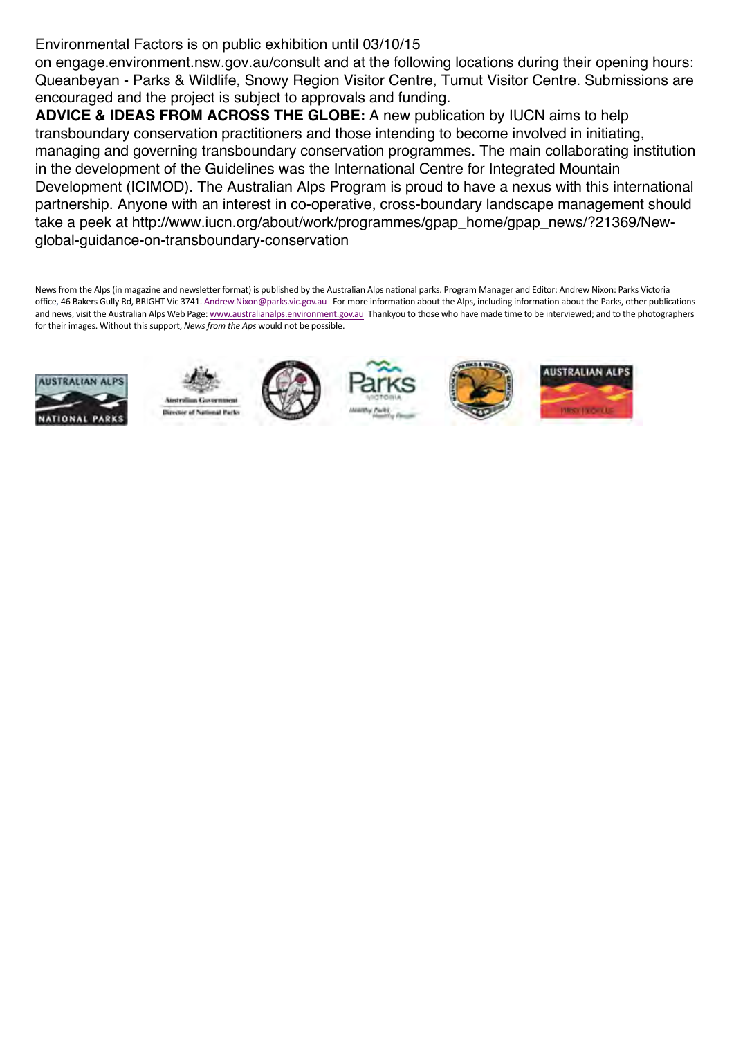Environmental Factors is on public exhibition until 03/10/15 on engage.environment.nsw.gov.au/consult and at the following locations during their opening hours: Queanbeyan - Parks & Wildlife, Snowy Region Visitor Centre, Tumut Visitor Centre. Submissions are encouraged and the project is subject to approvals and funding.

**ADVICE & IDEAS FROM ACROSS THE GLOBE:** A new publication by IUCN aims to help transboundary conservation practitioners and those intending to become involved in initiating, managing and governing transboundary conservation programmes. The main collaborating institution in the development of the Guidelines was the International Centre for Integrated Mountain Development (ICIMOD). The Australian Alps Program is proud to have a nexus with this international partnership. Anyone with an interest in co-operative, cross-boundary landscape management should take a peek at http://www.iucn.org/about/work/programmes/gpap_home/gpap_news/?21369/New-global-guidance-on-transboundary-conservation

News from the Alps (in magazine and newsletter format) is published by the Australian Alps national parks. Program Manager and Editor: Andrew Nixon: Parks Victoria office, 46 Bakers Gully Rd, BRIGHT Vic 3741. Andrew.Nixon@parks.vic.gov.au For more information about the Alps, including information about the Parks, other publications and news, visit the Australian Alps Web Page: www.australianalps.environment.gov.au Thankyou to those who have made time to be interviewed; and to the photographers for their images. Without this support, *News from the Aps* would not be possible.